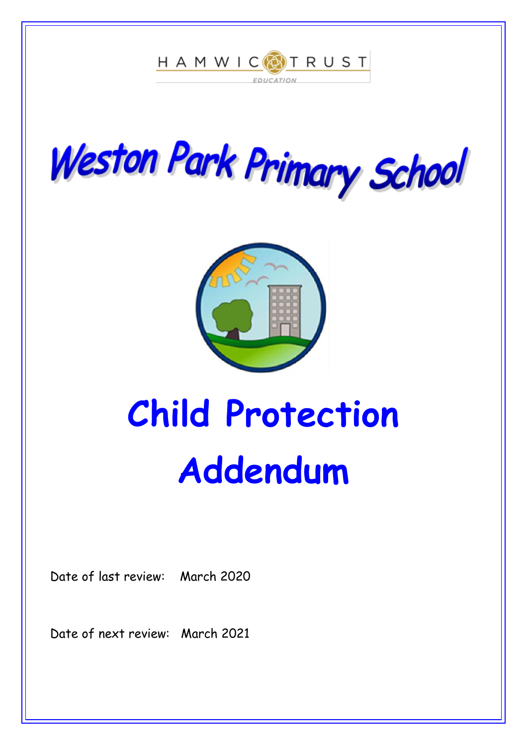HAMWIC TRUST EDUCATION

# Weston Park Primary School

# Child Protection Addendum

Date of last review: March 2020

Date of next review: March 2021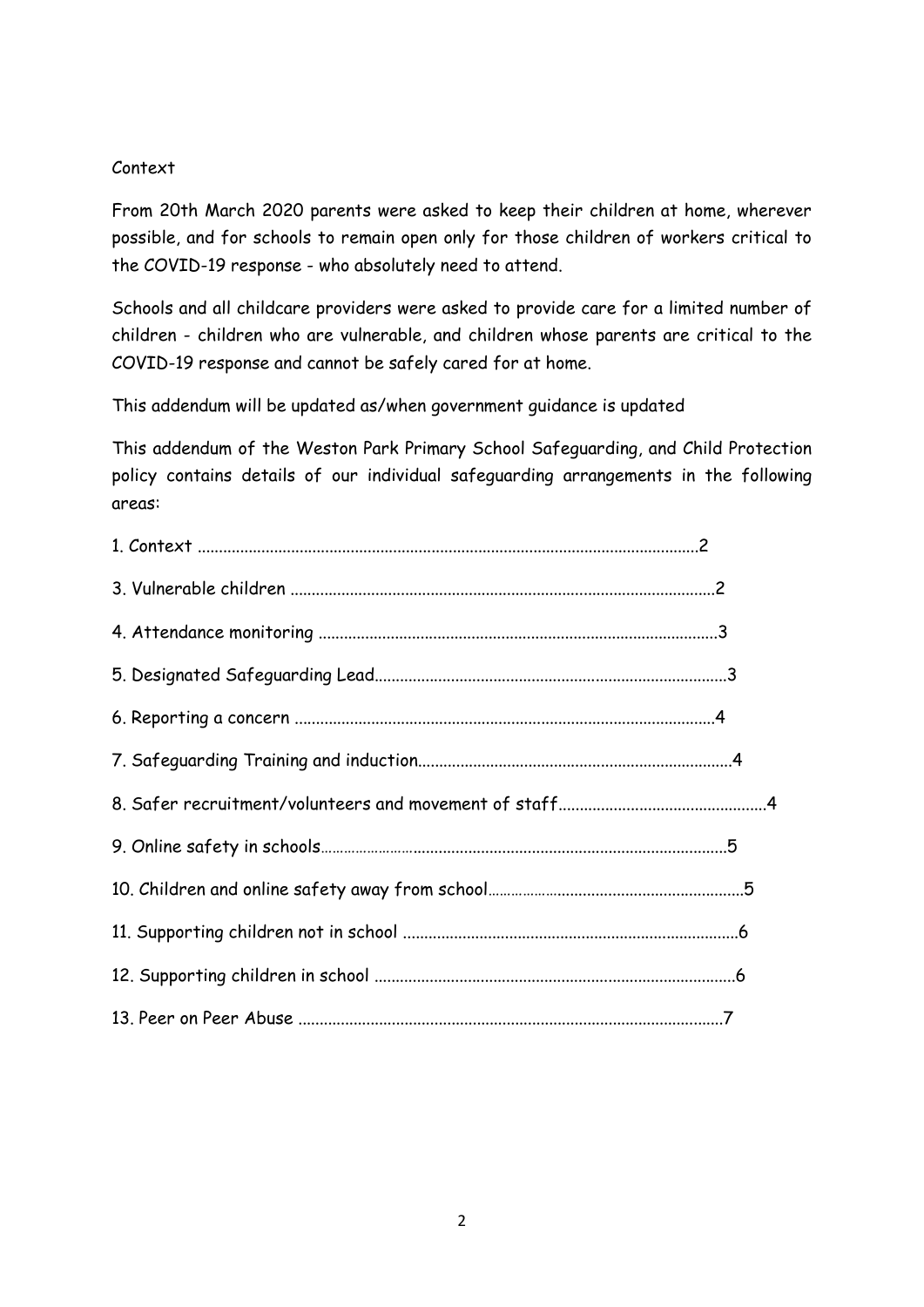## Context

From 20th March 2020 parents were asked to keep their children at home, wherever possible, and for schools to remain open only for those children of workers critical to the COVID-19 response - who absolutely need to attend.

Schools and all childcare providers were asked to provide care for a limited number of children - children who are vulnerable, and children whose parents are critical to the COVID-19 response and cannot be safely cared for at home.

This addendum will be updated as/when government guidance is updated

This addendum of the Weston Park Primary School Safeguarding, and Child Protection policy contains details of our individual safeguarding arrangements in the following areas:

1. Context ........................................................................................................2
3. Vulnerable children ......................................................................................2
4. Attendance monitoring ................................................................................3
5. Designated Safeguarding Lead......................................................................3
6. Reporting a concern .....................................................................................4
7. Safeguarding Training and induction.............................................................4
8. Safer recruitment/volunteers and movement of staff....................................4
9. Online safety in schools..................................................................................5
10. Children and online safety away from school..................................................5
11. Supporting children not in school ..................................................................6
12. Supporting children in school ........................................................................6
13. Peer on Peer Abuse .......................................................................................7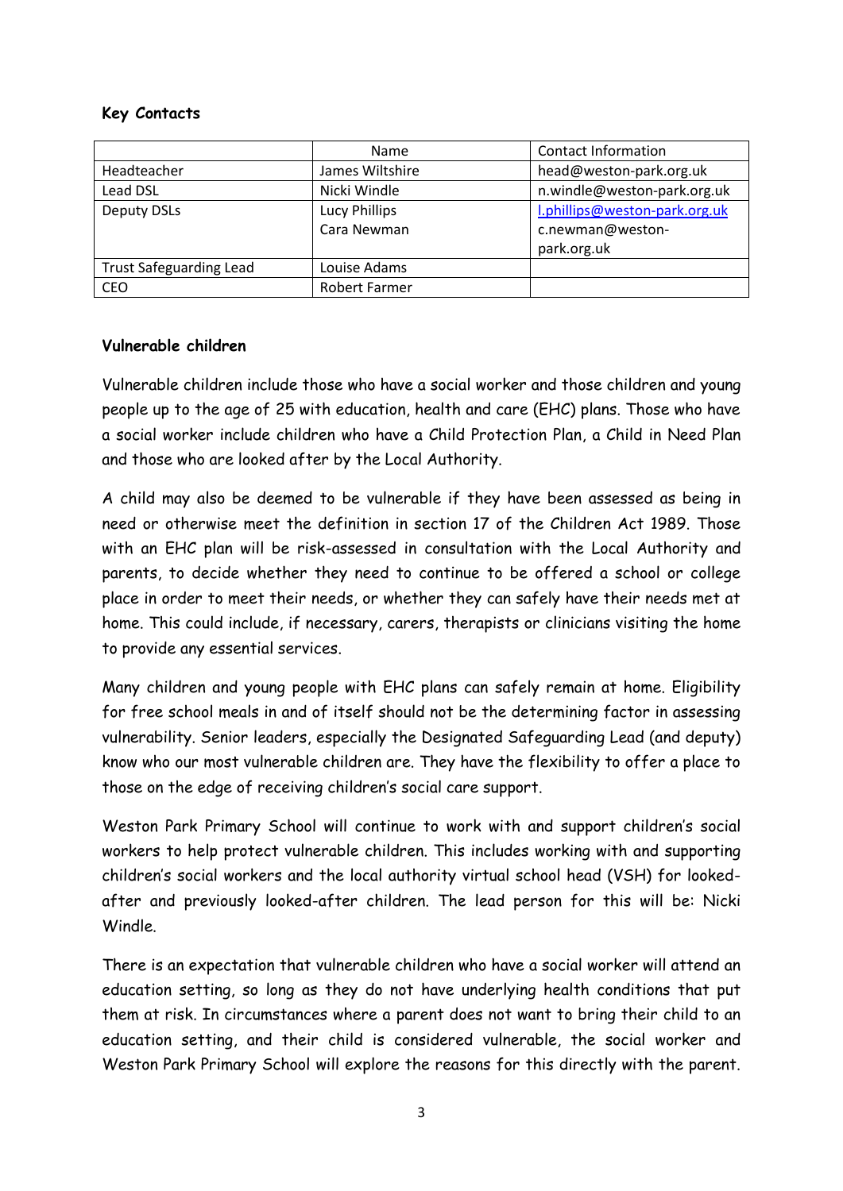**Key Contacts**

| | Name | Contact Information |
|---|---|---|
| Headteacher | James Wiltshire | head@weston-park.org.uk |
| Lead DSL | Nicki Windle | n.windle@weston-park.org.uk |
| Deputy DSLs | Lucy Phillips<br>Cara Newman | l.phillips@weston-park.org.uk<br>c.newman@weston-park.org.uk |
| Trust Safeguarding Lead | Louise Adams | |
| CEO | Robert Farmer | |

**Vulnerable children**

Vulnerable children include those who have a social worker and those children and young people up to the age of 25 with education, health and care (EHC) plans. Those who have a social worker include children who have a Child Protection Plan, a Child in Need Plan and those who are looked after by the Local Authority.

A child may also be deemed to be vulnerable if they have been assessed as being in need or otherwise meet the definition in section 17 of the Children Act 1989. Those with an EHC plan will be risk-assessed in consultation with the Local Authority and parents, to decide whether they need to continue to be offered a school or college place in order to meet their needs, or whether they can safely have their needs met at home. This could include, if necessary, carers, therapists or clinicians visiting the home to provide any essential services.

Many children and young people with EHC plans can safely remain at home. Eligibility for free school meals in and of itself should not be the determining factor in assessing vulnerability. Senior leaders, especially the Designated Safeguarding Lead (and deputy) know who our most vulnerable children are. They have the flexibility to offer a place to those on the edge of receiving children's social care support.

Weston Park Primary School will continue to work with and support children's social workers to help protect vulnerable children. This includes working with and supporting children's social workers and the local authority virtual school head (VSH) for looked-after and previously looked-after children. The lead person for this will be: Nicki Windle.

There is an expectation that vulnerable children who have a social worker will attend an education setting, so long as they do not have underlying health conditions that put them at risk. In circumstances where a parent does not want to bring their child to an education setting, and their child is considered vulnerable, the social worker and Weston Park Primary School will explore the reasons for this directly with the parent.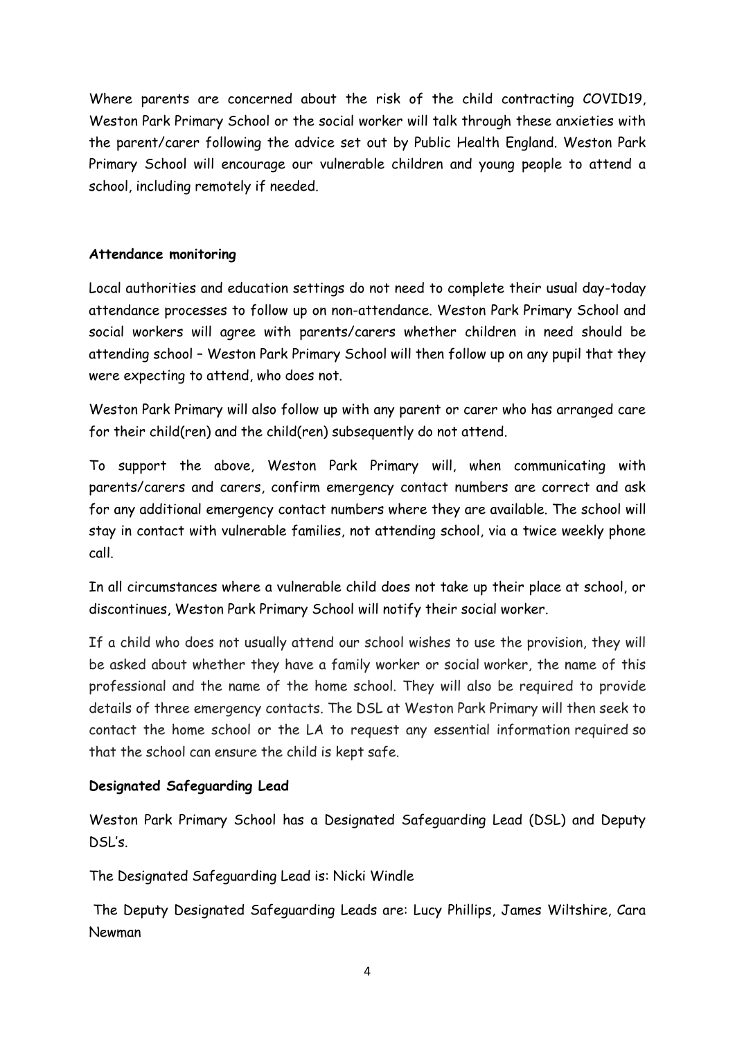Where parents are concerned about the risk of the child contracting COVID19, Weston Park Primary School or the social worker will talk through these anxieties with the parent/carer following the advice set out by Public Health England. Weston Park Primary School will encourage our vulnerable children and young people to attend a school, including remotely if needed.

**Attendance monitoring**

Local authorities and education settings do not need to complete their usual day-today attendance processes to follow up on non-attendance. Weston Park Primary School and social workers will agree with parents/carers whether children in need should be attending school – Weston Park Primary School will then follow up on any pupil that they were expecting to attend, who does not.

Weston Park Primary will also follow up with any parent or carer who has arranged care for their child(ren) and the child(ren) subsequently do not attend.

To support the above, Weston Park Primary will, when communicating with parents/carers and carers, confirm emergency contact numbers are correct and ask for any additional emergency contact numbers where they are available. The school will stay in contact with vulnerable families, not attending school, via a twice weekly phone call.

In all circumstances where a vulnerable child does not take up their place at school, or discontinues, Weston Park Primary School will notify their social worker.

If a child who does not usually attend our school wishes to use the provision, they will be asked about whether they have a family worker or social worker, the name of this professional and the name of the home school. They will also be required to provide details of three emergency contacts. The DSL at Weston Park Primary will then seek to contact the home school or the LA to request any essential information required so that the school can ensure the child is kept safe.

**Designated Safeguarding Lead**

Weston Park Primary School has a Designated Safeguarding Lead (DSL) and Deputy DSL's.

The Designated Safeguarding Lead is: Nicki Windle

The Deputy Designated Safeguarding Leads are: Lucy Phillips, James Wiltshire, Cara Newman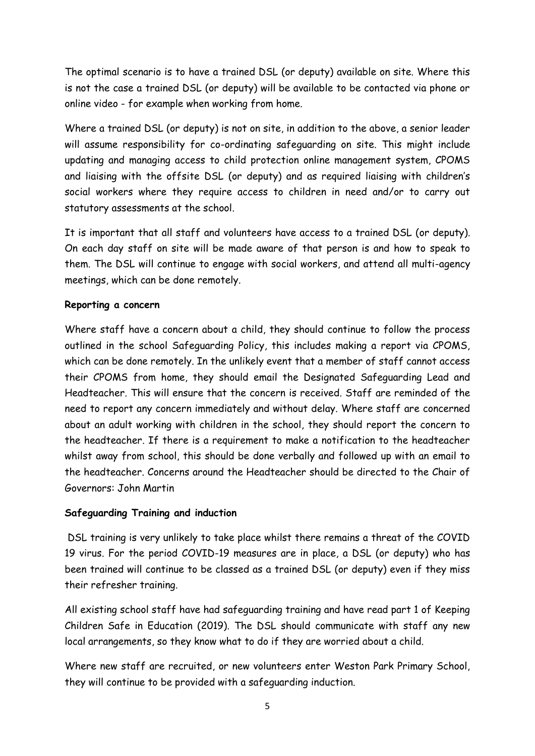The optimal scenario is to have a trained DSL (or deputy) available on site. Where this is not the case a trained DSL (or deputy) will be available to be contacted via phone or online video - for example when working from home.

Where a trained DSL (or deputy) is not on site, in addition to the above, a senior leader will assume responsibility for co-ordinating safeguarding on site. This might include updating and managing access to child protection online management system, CPOMS and liaising with the offsite DSL (or deputy) and as required liaising with children's social workers where they require access to children in need and/or to carry out statutory assessments at the school.

It is important that all staff and volunteers have access to a trained DSL (or deputy). On each day staff on site will be made aware of that person is and how to speak to them. The DSL will continue to engage with social workers, and attend all multi-agency meetings, which can be done remotely.

**Reporting a concern**

Where staff have a concern about a child, they should continue to follow the process outlined in the school Safeguarding Policy, this includes making a report via CPOMS, which can be done remotely. In the unlikely event that a member of staff cannot access their CPOMS from home, they should email the Designated Safeguarding Lead and Headteacher. This will ensure that the concern is received. Staff are reminded of the need to report any concern immediately and without delay. Where staff are concerned about an adult working with children in the school, they should report the concern to the headteacher. If there is a requirement to make a notification to the headteacher whilst away from school, this should be done verbally and followed up with an email to the headteacher. Concerns around the Headteacher should be directed to the Chair of Governors: John Martin

**Safeguarding Training and induction**

DSL training is very unlikely to take place whilst there remains a threat of the COVID 19 virus. For the period COVID-19 measures are in place, a DSL (or deputy) who has been trained will continue to be classed as a trained DSL (or deputy) even if they miss their refresher training.

All existing school staff have had safeguarding training and have read part 1 of Keeping Children Safe in Education (2019). The DSL should communicate with staff any new local arrangements, so they know what to do if they are worried about a child.

Where new staff are recruited, or new volunteers enter Weston Park Primary School, they will continue to be provided with a safeguarding induction.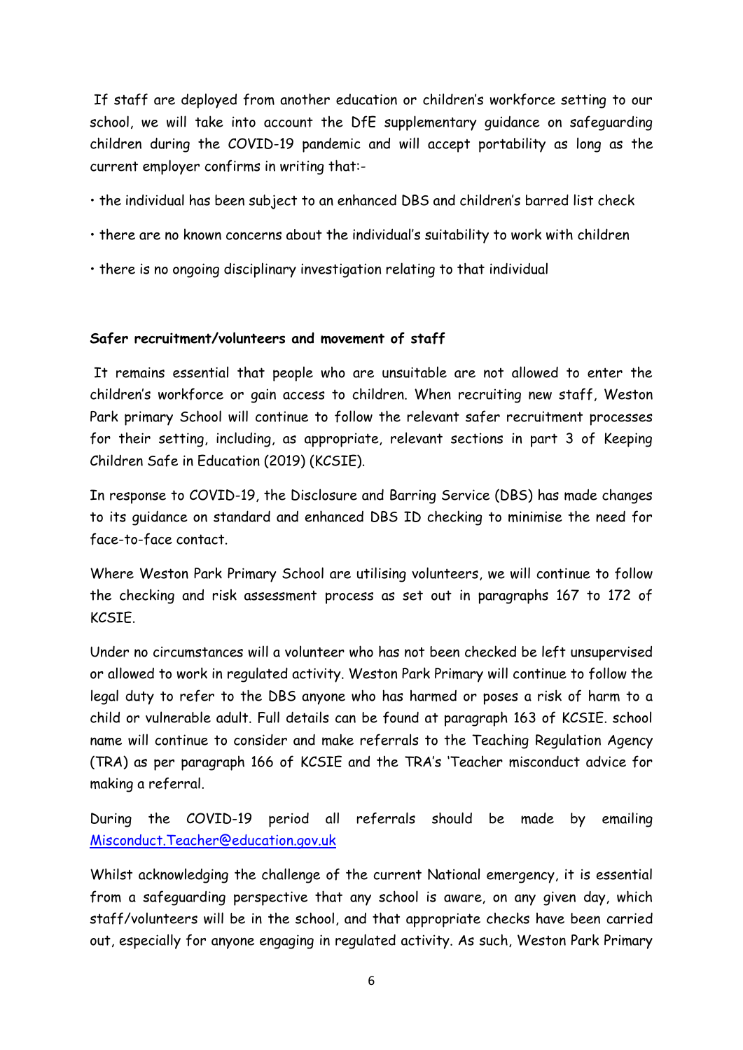If staff are deployed from another education or children's workforce setting to our school, we will take into account the DfE supplementary guidance on safeguarding children during the COVID-19 pandemic and will accept portability as long as the current employer confirms in writing that:-

• the individual has been subject to an enhanced DBS and children's barred list check

• there are no known concerns about the individual's suitability to work with children

• there is no ongoing disciplinary investigation relating to that individual

**Safer recruitment/volunteers and movement of staff**

It remains essential that people who are unsuitable are not allowed to enter the children's workforce or gain access to children. When recruiting new staff, Weston Park primary School will continue to follow the relevant safer recruitment processes for their setting, including, as appropriate, relevant sections in part 3 of Keeping Children Safe in Education (2019) (KCSIE).

In response to COVID-19, the Disclosure and Barring Service (DBS) has made changes to its guidance on standard and enhanced DBS ID checking to minimise the need for face-to-face contact.

Where Weston Park Primary School are utilising volunteers, we will continue to follow the checking and risk assessment process as set out in paragraphs 167 to 172 of KCSIE.

Under no circumstances will a volunteer who has not been checked be left unsupervised or allowed to work in regulated activity. Weston Park Primary will continue to follow the legal duty to refer to the DBS anyone who has harmed or poses a risk of harm to a child or vulnerable adult. Full details can be found at paragraph 163 of KCSIE. school name will continue to consider and make referrals to the Teaching Regulation Agency (TRA) as per paragraph 166 of KCSIE and the TRA's 'Teacher misconduct advice for making a referral.

During the COVID-19 period all referrals should be made by emailing [Misconduct.Teacher@education.gov.uk](mailto:Misconduct.Teacher@education.gov.uk)

Whilst acknowledging the challenge of the current National emergency, it is essential from a safeguarding perspective that any school is aware, on any given day, which staff/volunteers will be in the school, and that appropriate checks have been carried out, especially for anyone engaging in regulated activity. As such, Weston Park Primary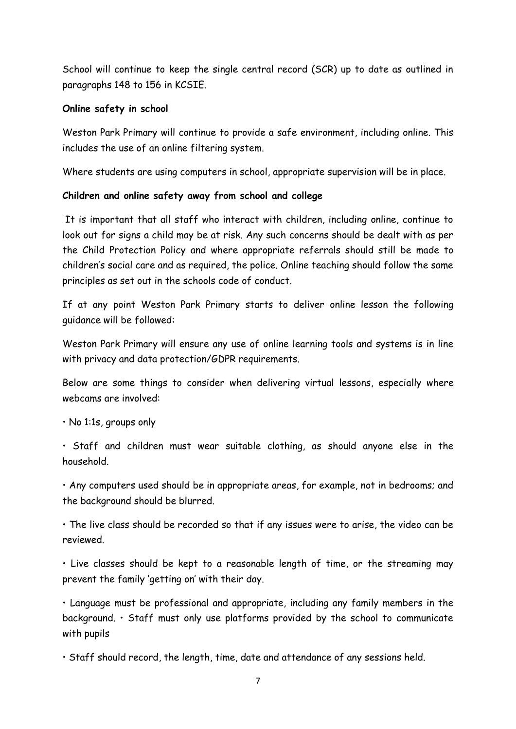School will continue to keep the single central record (SCR) up to date as outlined in paragraphs 148 to 156 in KCSIE.

**Online safety in school**

Weston Park Primary will continue to provide a safe environment, including online. This includes the use of an online filtering system.

Where students are using computers in school, appropriate supervision will be in place.

**Children and online safety away from school and college**

It is important that all staff who interact with children, including online, continue to look out for signs a child may be at risk. Any such concerns should be dealt with as per the Child Protection Policy and where appropriate referrals should still be made to children's social care and as required, the police. Online teaching should follow the same principles as set out in the schools code of conduct.

If at any point Weston Park Primary starts to deliver online lesson the following guidance will be followed:

Weston Park Primary will ensure any use of online learning tools and systems is in line with privacy and data protection/GDPR requirements.

Below are some things to consider when delivering virtual lessons, especially where webcams are involved:

- No 1:1s, groups only
- Staff and children must wear suitable clothing, as should anyone else in the household.
- Any computers used should be in appropriate areas, for example, not in bedrooms; and the background should be blurred.
- The live class should be recorded so that if any issues were to arise, the video can be reviewed.
- Live classes should be kept to a reasonable length of time, or the streaming may prevent the family 'getting on' with their day.
- Language must be professional and appropriate, including any family members in the background.
- Staff must only use platforms provided by the school to communicate with pupils
- Staff should record, the length, time, date and attendance of any sessions held.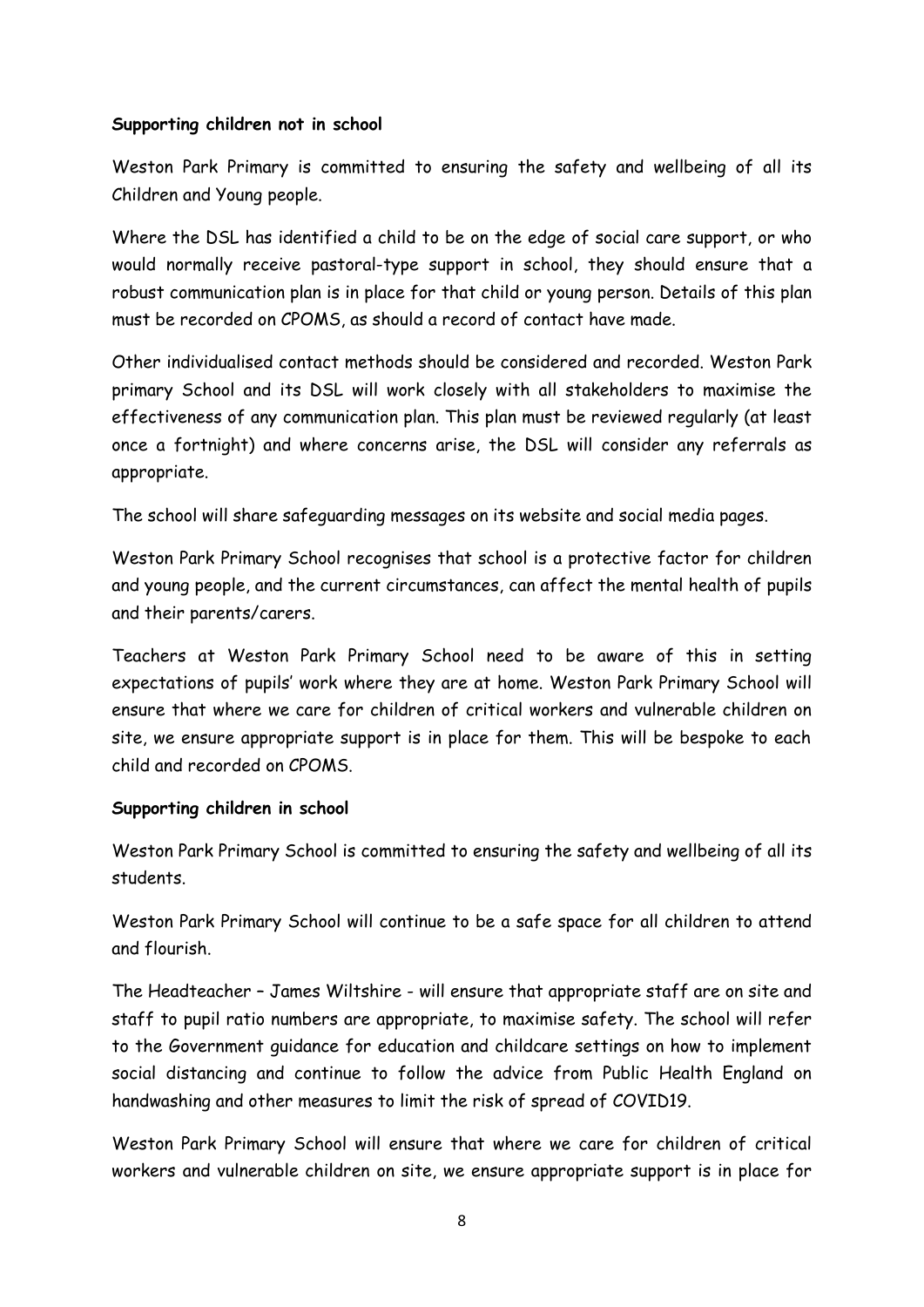**Supporting children not in school**

Weston Park Primary is committed to ensuring the safety and wellbeing of all its Children and Young people.

Where the DSL has identified a child to be on the edge of social care support, or who would normally receive pastoral-type support in school, they should ensure that a robust communication plan is in place for that child or young person. Details of this plan must be recorded on CPOMS, as should a record of contact have made.

Other individualised contact methods should be considered and recorded. Weston Park primary School and its DSL will work closely with all stakeholders to maximise the effectiveness of any communication plan. This plan must be reviewed regularly (at least once a fortnight) and where concerns arise, the DSL will consider any referrals as appropriate.

The school will share safeguarding messages on its website and social media pages.

Weston Park Primary School recognises that school is a protective factor for children and young people, and the current circumstances, can affect the mental health of pupils and their parents/carers.

Teachers at Weston Park Primary School need to be aware of this in setting expectations of pupils' work where they are at home. Weston Park Primary School will ensure that where we care for children of critical workers and vulnerable children on site, we ensure appropriate support is in place for them. This will be bespoke to each child and recorded on CPOMS.

**Supporting children in school**

Weston Park Primary School is committed to ensuring the safety and wellbeing of all its students.

Weston Park Primary School will continue to be a safe space for all children to attend and flourish.

The Headteacher – James Wiltshire - will ensure that appropriate staff are on site and staff to pupil ratio numbers are appropriate, to maximise safety. The school will refer to the Government guidance for education and childcare settings on how to implement social distancing and continue to follow the advice from Public Health England on handwashing and other measures to limit the risk of spread of COVID19.

Weston Park Primary School will ensure that where we care for children of critical workers and vulnerable children on site, we ensure appropriate support is in place for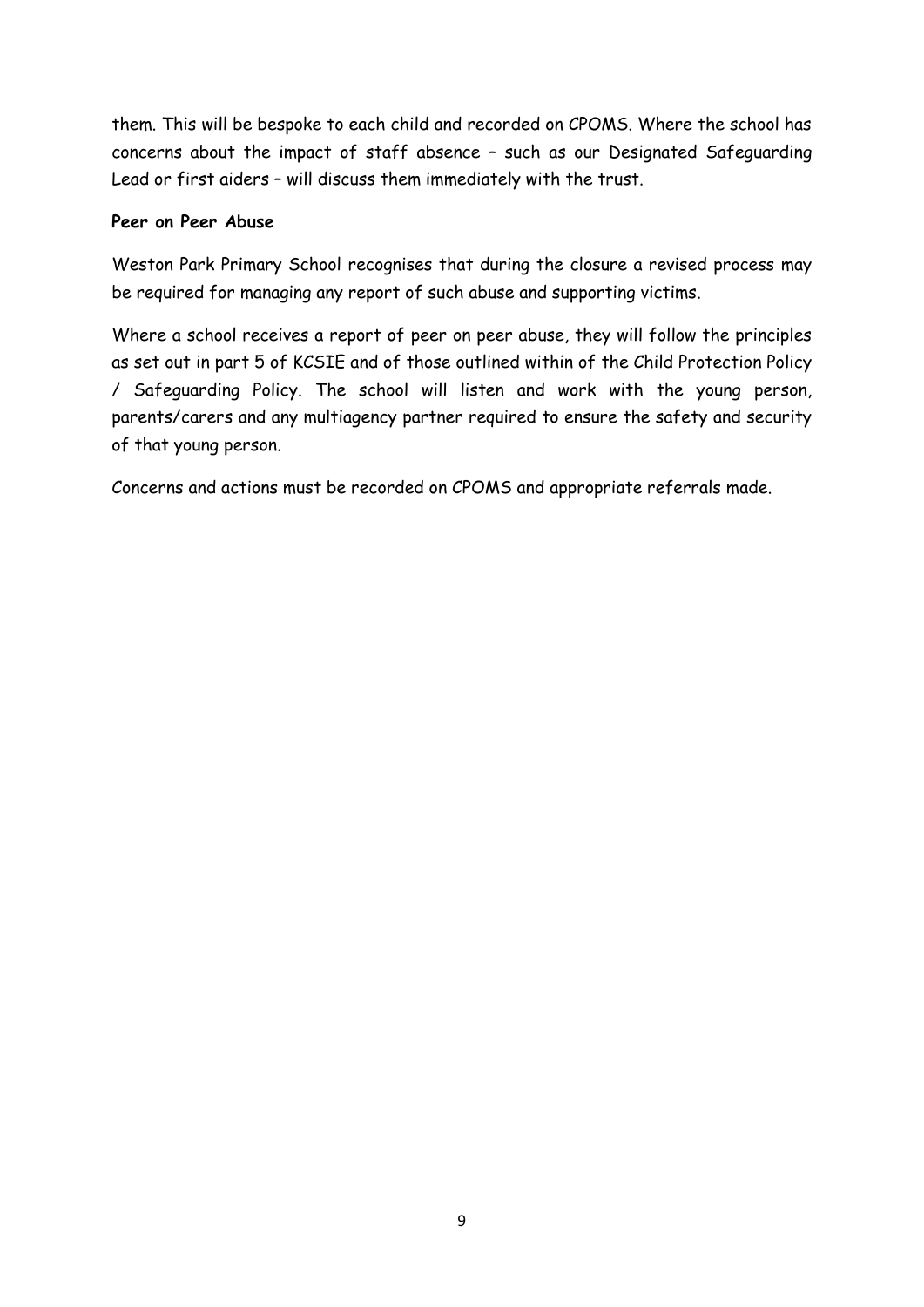them. This will be bespoke to each child and recorded on CPOMS. Where the school has concerns about the impact of staff absence – such as our Designated Safeguarding Lead or first aiders – will discuss them immediately with the trust.

**Peer on Peer Abuse**

Weston Park Primary School recognises that during the closure a revised process may be required for managing any report of such abuse and supporting victims.

Where a school receives a report of peer on peer abuse, they will follow the principles as set out in part 5 of KCSIE and of those outlined within of the Child Protection Policy / Safeguarding Policy. The school will listen and work with the young person, parents/carers and any multiagency partner required to ensure the safety and security of that young person.

Concerns and actions must be recorded on CPOMS and appropriate referrals made.